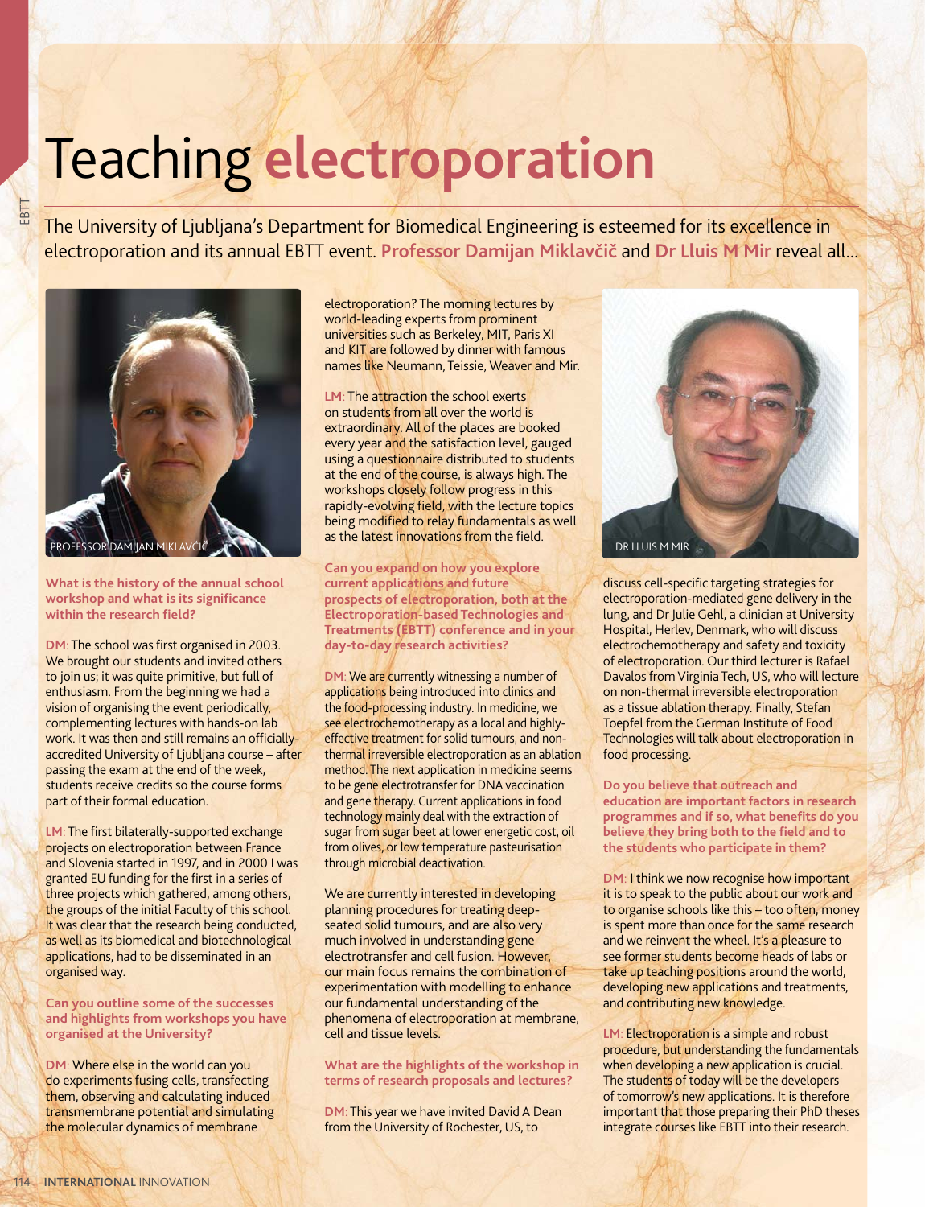# Teaching **electroporation**

The University of Ljubljana's Department for Biomedical Engineering is esteemed for its excellence in electroporation and its annual EBTT event. **Professor Damijan Miklavčič** and **Dr Lluis M Mir** reveal all...

PROFESSOR DAMIJAN MIKLAVČIČ

**What is the history of the annual school workshop and what is its significance within the research field?**

**DM:** The school was first organised in 2003. We brought our students and invited others to join us; it was quite primitive, but full of enthusiasm. From the beginning we had a vision of organising the event periodically, complementing lectures with hands-on lab work. It was then and still remains an officially-accredited University of Ljubljana course – after passing the exam at the end of the week, students receive credits so the course forms part of their formal education.

**LM:** The first bilaterally-supported exchange projects on electroporation between France and Slovenia started in 1997, and in 2000 I was granted EU funding for the first in a series of three projects which gathered, among others, the groups of the initial Faculty of this school. It was clear that the research being conducted, as well as its biomedical and biotechnological applications, had to be disseminated in an organised way.

**Can you outline some of the successes and highlights from workshops you have organised at the University?**

**DM:** Where else in the world can you do experiments fusing cells, transfecting them, observing and calculating induced transmembrane potential and simulating the molecular dynamics of membrane electroporation? The morning lectures by world-leading experts from prominent universities such as Berkeley, MIT, Paris XI and KIT are followed by dinner with famous names like Neumann, Teissie, Weaver and Mir.

**LM:** The attraction the school exerts on students from all over the world is extraordinary. All of the places are booked every year and the satisfaction level, gauged using a questionnaire distributed to students at the end of the course, is always high. The workshops closely follow progress in this rapidly-evolving field, with the lecture topics being modified to relay fundamentals as well as the latest innovations from the field.

**Can you expand on how you explore current applications and future prospects of electroporation, both at the Electroporation-based Technologies and Treatments (EBTT) conference and in your day-to-day research activities?**

**DM:** We are currently witnessing a number of applications being introduced into clinics and the food-processing industry. In medicine, we see electrochemotherapy as a local and highly-effective treatment for solid tumours, and non-thermal irreversible electroporation as an ablation method. The next application in medicine seems to be gene electrotransfer for DNA vaccination and gene therapy. Current applications in food technology mainly deal with the extraction of sugar from sugar beet at lower energetic cost, oil from olives, or low temperature pasteurisation through microbial deactivation.

We are currently interested in developing planning procedures for treating deep-seated solid tumours, and are also very much involved in understanding gene electrotransfer and cell fusion. However, our main focus remains the combination of experimentation with modelling to enhance our fundamental understanding of the phenomena of electroporation at membrane, cell and tissue levels.

**What are the highlights of the workshop in terms of research proposals and lectures?**

**DM:** This year we have invited David A Dean from the University of Rochester, US, to discuss cell-specific targeting strategies for electroporation-mediated gene delivery in the lung, and Dr Julie Gehl, a clinician at University Hospital, Herlev, Denmark, who will discuss electrochemotherapy and safety and toxicity of electroporation. Our third lecturer is Rafael Davalos from Virginia Tech, US, who will lecture on non-thermal irreversible electroporation as a tissue ablation therapy. Finally, Stefan Toepfel from the German Institute of Food Technologies will talk about electroporation in food processing.

DR LLUIS M MIR

**Do you believe that outreach and education are important factors in research programmes and if so, what benefits do you believe they bring both to the field and to the students who participate in them?**

**DM:** I think we now recognise how important it is to speak to the public about our work and to organise schools like this – too often, money is spent more than once for the same research and we reinvent the wheel. It's a pleasure to see former students become heads of labs or take up teaching positions around the world, developing new applications and treatments, and contributing new knowledge.

**LM:** Electroporation is a simple and robust procedure, but understanding the fundamentals when developing a new application is crucial. The students of today will be the developers of tomorrow's new applications. It is therefore important that those preparing their PhD theses integrate courses like EBTT into their research.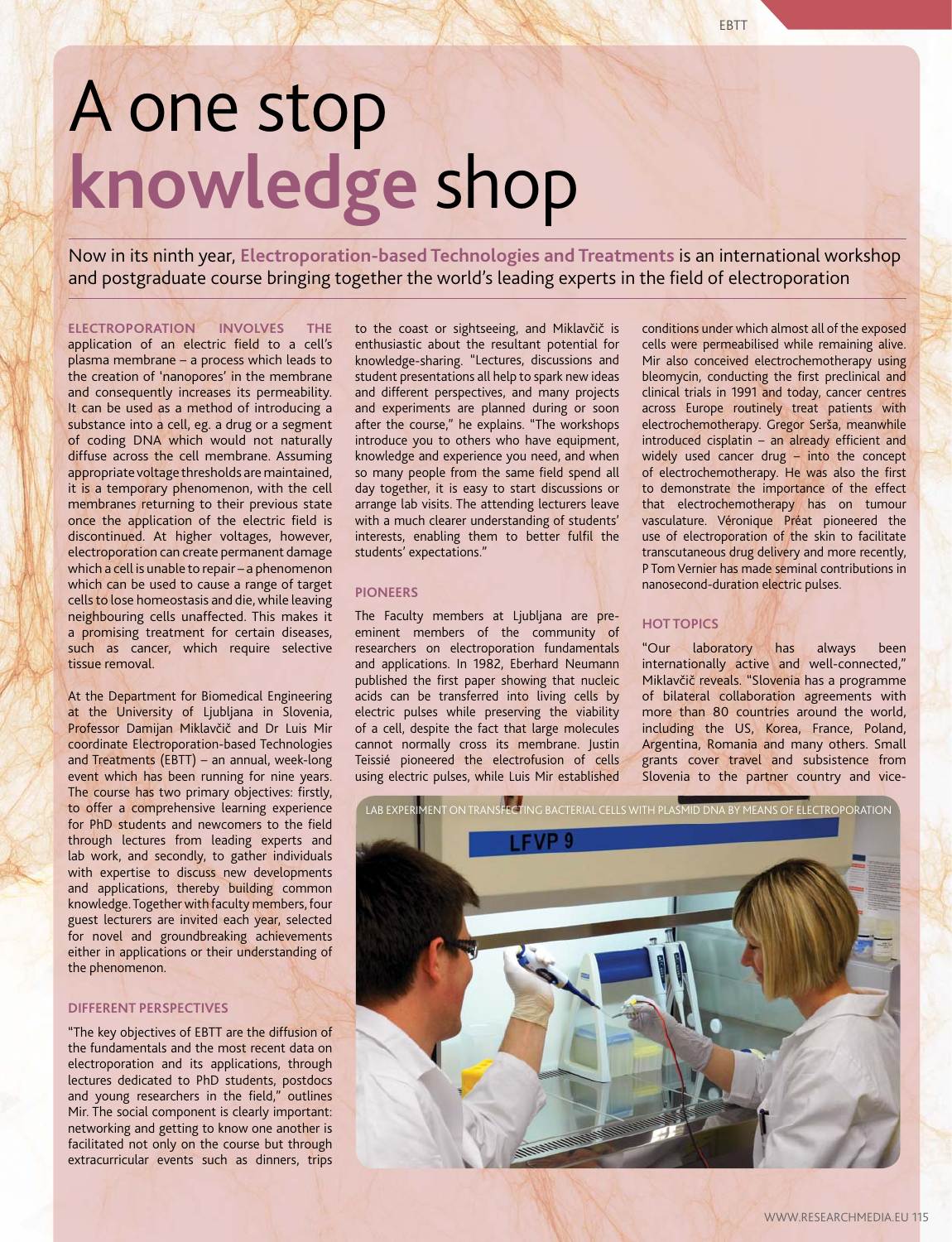# A one stop **knowledge** shop

Now in its ninth year, **Electroporation-based Technologies and Treatments** is an international workshop and postgraduate course bringing together the world's leading experts in the field of electroporation

**ELECTROPORATION INVOLVES THE** application of an electric field to a cell's plasma membrane – a process which leads to the creation of 'nanopores' in the membrane and consequently increases its permeability. It can be used as a method of introducing a substance into a cell, eg. a drug or a segment of coding DNA which would not naturally diffuse across the cell membrane. Assuming appropriate voltage thresholds are maintained, it is a temporary phenomenon, with the cell membranes returning to their previous state once the application of the electric field is discontinued. At higher voltages, however, electroporation can create permanent damage which a cell is unable to repair – a phenomenon which can be used to cause a range of target cells to lose homeostasis and die, while leaving neighbouring cells unaffected. This makes it a promising treatment for certain diseases, such as cancer, which require selective tissue removal.

At the Department for Biomedical Engineering at the University of Ljubljana in Slovenia, Professor Damijan Miklavčič and Dr Luis Mir coordinate Electroporation-based Technologies and Treatments (EBTT) – an annual, week-long event which has been running for nine years. The course has two primary objectives: firstly, to offer a comprehensive learning experience for PhD students and newcomers to the field through lectures from leading experts and lab work, and secondly, to gather individuals with expertise to discuss new developments and applications, thereby building common knowledge. Together with faculty members, four guest lecturers are invited each year, selected for novel and groundbreaking achievements either in applications or their understanding of the phenomenon.

### DIFFERENT PERSPECTIVES

"The key objectives of EBTT are the diffusion of the fundamentals and the most recent data on electroporation and its applications, through lectures dedicated to PhD students, postdocs and young researchers in the field," outlines Mir. The social component is clearly important: networking and getting to know one another is facilitated not only on the course but through extracurricular events such as dinners, trips to the coast or sightseeing, and Miklavčič is enthusiastic about the resultant potential for knowledge-sharing. "Lectures, discussions and student presentations all help to spark new ideas and different perspectives, and many projects and experiments are planned during or soon after the course," he explains. "The workshops introduce you to others who have equipment, knowledge and experience you need, and when so many people from the same field spend all day together, it is easy to start discussions or arrange lab visits. The attending lecturers leave with a much clearer understanding of students' interests, enabling them to better fulfil the students' expectations."

### PIONEERS

The Faculty members at Ljubljana are pre-eminent members of the community of researchers on electroporation fundamentals and applications. In 1982, Eberhard Neumann published the first paper showing that nucleic acids can be transferred into living cells by electric pulses while preserving the viability of a cell, despite the fact that large molecules cannot normally cross its membrane. Justin Teissié pioneered the electrofusion of cells using electric pulses, while Luis Mir established conditions under which almost all of the exposed cells were permeabilised while remaining alive. Mir also conceived electrochemotherapy using bleomycin, conducting the first preclinical and clinical trials in 1991 and today, cancer centres across Europe routinely treat patients with electrochemotherapy. Gregor Serša, meanwhile introduced cisplatin – an already efficient and widely used cancer drug – into the concept of electrochemotherapy. He was also the first to demonstrate the importance of the effect that electrochemotherapy has on tumour vasculature. Véronique Préat pioneered the use of electroporation of the skin to facilitate transcutaneous drug delivery and more recently, P Tom Vernier has made seminal contributions in nanosecond-duration electric pulses.

### HOT TOPICS

"Our laboratory has always been internationally active and well-connected," Miklavčič reveals. "Slovenia has a programme of bilateral collaboration agreements with more than 80 countries around the world, including the US, Korea, France, Poland, Argentina, Romania and many others. Small grants cover travel and subsistence from Slovenia to the partner country and vice-

LAB EXPERIMENT ON TRANSFECTING BACTERIAL CELLS WITH PLASMID DNA BY MEANS OF ELECTROPORATION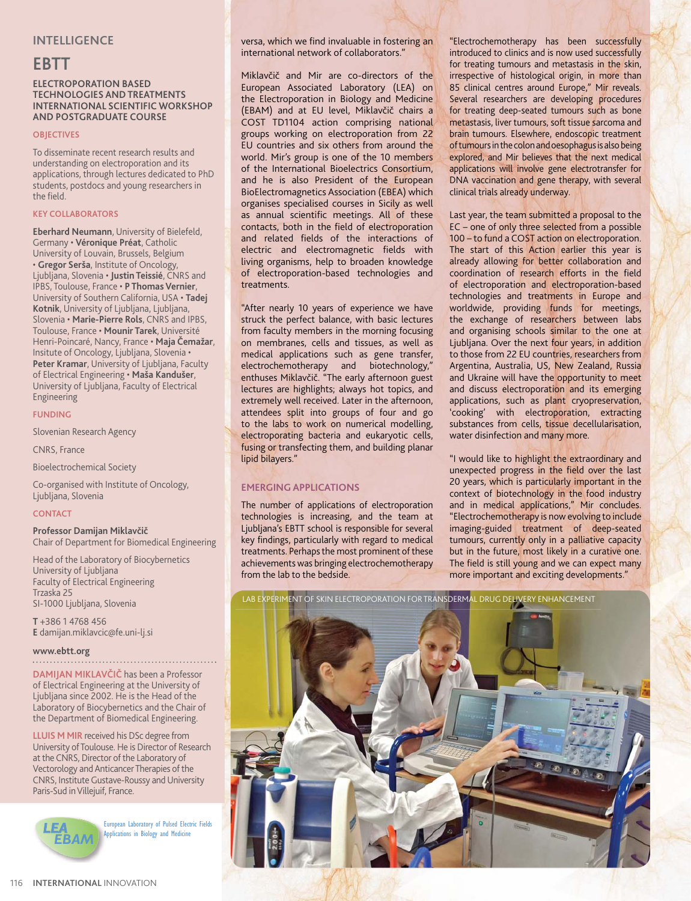## INTELLIGENCE

# EBTT

### ELECTROPORATION BASED TECHNOLOGIES AND TREATMENTS INTERNATIONAL SCIENTIFIC WORKSHOP AND POSTGRADUATE COURSE

#### OBJECTIVES

To disseminate recent research results and understanding on electroporation and its applications, through lectures dedicated to PhD students, postdocs and young researchers in the field.

#### KEY COLLABORATORS

**Eberhard Neumann**, University of Bielefeld, Germany • **Véronique Préat**, Catholic University of Louvain, Brussels, Belgium • **Gregor Serša**, Institute of Oncology, Ljubljana, Slovenia • **Justin Teissié**, CNRS and IPBS, Toulouse, France • **P Thomas Vernier**, University of Southern California, USA • **Tadej Kotnik**, University of Ljubljana, Ljubljana, Slovenia • **Marie-Pierre Rols**, CNRS and IPBS, Toulouse, France • **Mounir Tarek**, Université Henri-Poincaré, Nancy, France • **Maja Čemažar**, Insitute of Oncology, Ljubljana, Slovenia • **Peter Kramar**, University of Ljubljana, Faculty of Electrical Engineering • **Maša Kandušer**, University of Ljubljana, Faculty of Electrical Engineering

#### FUNDING

Slovenian Research Agency

CNRS, France

Bioelectrochemical Society

Co-organised with Institute of Oncology, Ljubljana, Slovenia

#### CONTACT

**Professor Damijan Miklavčič**
Chair of Department for Biomedical Engineering

Head of the Laboratory of Biocybernetics
University of Ljubljana
Faculty of Electrical Engineering
Trzaska 25
SI-1000 Ljubljana, Slovenia

**T** +386 1 4768 456
**E** damijan.miklavcic@fe.uni-lj.si

**www.ebtt.org**

**DAMIJAN MIKLAVČIČ** has been a Professor of Electrical Engineering at the University of Ljubljana since 2002. He is the Head of the Laboratory of Biocybernetics and the Chair of the Department of Biomedical Engineering.

**LLUIS M MIR** received his DSc degree from University of Toulouse. He is Director of Research at the CNRS, Director of the Laboratory of Vectorology and Anticancer Therapies of the CNRS, Institute Gustave-Roussy and University Paris-Sud in Villejuif, France.

LEA EBAM – European Laboratory of Pulsed Electric Fields Applications in Biology and Medicine

versa, which we find invaluable in fostering an international network of collaborators."

Miklavčič and Mir are co-directors of the European Associated Laboratory (LEA) on the Electroporation in Biology and Medicine (EBAM) and at EU level, Miklavčič chairs a COST TD1104 action comprising national groups working on electroporation from 22 EU countries and six others from around the world. Mir's group is one of the 10 members of the International Bioelectrics Consortium, and he is also President of the European BioElectromagnetics Association (EBEA) which organises specialised courses in Sicily as well as annual scientific meetings. All of these contacts, both in the field of electroporation and related fields of the interactions of electric and electromagnetic fields with living organisms, help to broaden knowledge of electroporation-based technologies and treatments.

"After nearly 10 years of experience we have struck the perfect balance, with basic lectures from faculty members in the morning focusing on membranes, cells and tissues, as well as medical applications such as gene transfer, electrochemotherapy and biotechnology," enthuses Miklavčič. "The early afternoon guest lectures are highlights; always hot topics, and extremely well received. Later in the afternoon, attendees split into groups of four and go to the labs to work on numerical modelling, electroporating bacteria and eukaryotic cells, fusing or transfecting them, and building planar lipid bilayers."

## EMERGING APPLICATIONS

The number of applications of electroporation technologies is increasing, and the team at Ljubljana's EBTT school is responsible for several key findings, particularly with regard to medical treatments. Perhaps the most prominent of these achievements was bringing electrochemotherapy from the lab to the bedside.

"Electrochemotherapy has been successfully introduced to clinics and is now used successfully for treating tumours and metastasis in the skin, irrespective of histological origin, in more than 85 clinical centres around Europe," Mir reveals. Several researchers are developing procedures for treating deep-seated tumours such as bone metastasis, liver tumours, soft tissue sarcoma and brain tumours. Elsewhere, endoscopic treatment of tumours in the colon and oesophagus is also being explored, and Mir believes that the next medical applications will involve gene electrotransfer for DNA vaccination and gene therapy, with several clinical trials already underway.

Last year, the team submitted a proposal to the EC – one of only three selected from a possible 100 – to fund a COST action on electroporation. The start of this Action earlier this year is already allowing for better collaboration and coordination of research efforts in the field of electroporation and electroporation-based technologies and treatments in Europe and worldwide, providing funds for meetings, the exchange of researchers between labs and organising schools similar to the one at Ljubljana. Over the next four years, in addition to those from 22 EU countries, researchers from Argentina, Australia, US, New Zealand, Russia and Ukraine will have the opportunity to meet and discuss electroporation and its emerging applications, such as plant cryopreservation, 'cooking' with electroporation, extracting substances from cells, tissue decellularisation, water disinfection and many more.

"I would like to highlight the extraordinary and unexpected progress in the field over the last 20 years, which is particularly important in the context of biotechnology in the food industry and in medical applications," Mir concludes. "Electrochemotherapy is now evolving to include imaging-guided treatment of deep-seated tumours, currently only in a palliative capacity but in the future, most likely in a curative one. The field is still young and we can expect many more important and exciting developments."

LAB EXPERIMENT OF SKIN ELECTROPORATION FOR TRANSDERMAL DRUG DELIVERY ENHANCEMENT